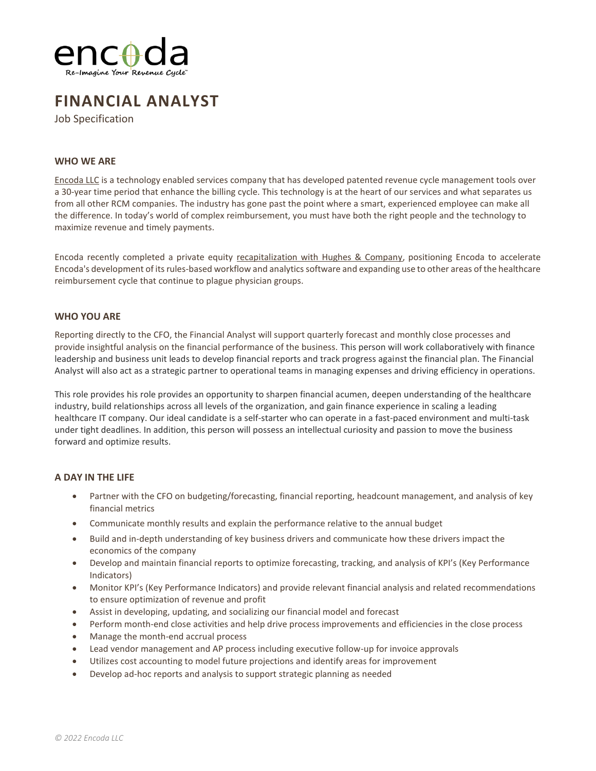encoda
Re-Imagine Your Revenue Cycle™

# FINANCIAL ANALYST

Job Specification

## WHO WE ARE

Encoda LLC is a technology enabled services company that has developed patented revenue cycle management tools over a 30-year time period that enhance the billing cycle. This technology is at the heart of our services and what separates us from all other RCM companies. The industry has gone past the point where a smart, experienced employee can make all the difference. In today's world of complex reimbursement, you must have both the right people and the technology to maximize revenue and timely payments.

Encoda recently completed a private equity recapitalization with Hughes & Company, positioning Encoda to accelerate Encoda's development of its rules-based workflow and analytics software and expanding use to other areas of the healthcare reimbursement cycle that continue to plague physician groups.

## WHO YOU ARE

Reporting directly to the CFO, the Financial Analyst will support quarterly forecast and monthly close processes and provide insightful analysis on the financial performance of the business. This person will work collaboratively with finance leadership and business unit leads to develop financial reports and track progress against the financial plan. The Financial Analyst will also act as a strategic partner to operational teams in managing expenses and driving efficiency in operations.

This role provides his role provides an opportunity to sharpen financial acumen, deepen understanding of the healthcare industry, build relationships across all levels of the organization, and gain finance experience in scaling a leading healthcare IT company. Our ideal candidate is a self-starter who can operate in a fast-paced environment and multi-task under tight deadlines. In addition, this person will possess an intellectual curiosity and passion to move the business forward and optimize results.

## A DAY IN THE LIFE

- Partner with the CFO on budgeting/forecasting, financial reporting, headcount management, and analysis of key financial metrics
- Communicate monthly results and explain the performance relative to the annual budget
- Build and in-depth understanding of key business drivers and communicate how these drivers impact the economics of the company
- Develop and maintain financial reports to optimize forecasting, tracking, and analysis of KPI's (Key Performance Indicators)
- Monitor KPI's (Key Performance Indicators) and provide relevant financial analysis and related recommendations to ensure optimization of revenue and profit
- Assist in developing, updating, and socializing our financial model and forecast
- Perform month-end close activities and help drive process improvements and efficiencies in the close process
- Manage the month-end accrual process
- Lead vendor management and AP process including executive follow-up for invoice approvals
- Utilizes cost accounting to model future projections and identify areas for improvement
- Develop ad-hoc reports and analysis to support strategic planning as needed

*© 2022 Encoda LLC*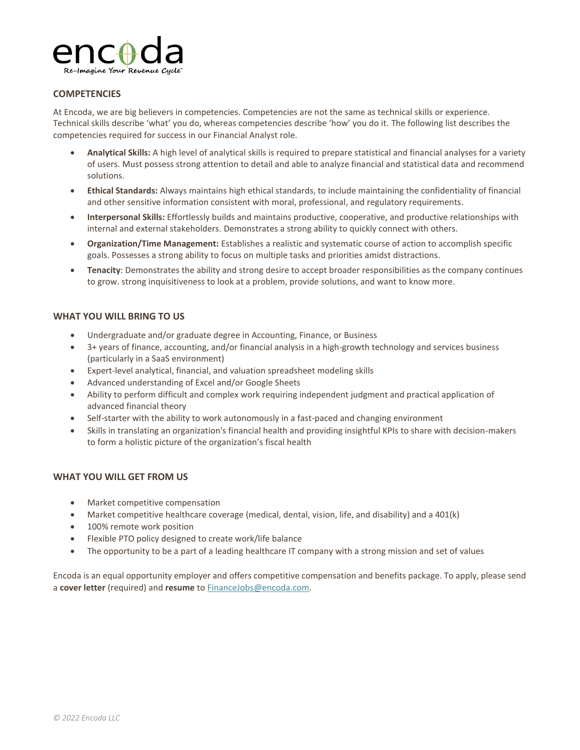## COMPETENCIES

At Encoda, we are big believers in competencies. Competencies are not the same as technical skills or experience. Technical skills describe 'what' you do, whereas competencies describe 'how' you do it. The following list describes the competencies required for success in our Financial Analyst role.

- **Analytical Skills:** A high level of analytical skills is required to prepare statistical and financial analyses for a variety of users. Must possess strong attention to detail and able to analyze financial and statistical data and recommend solutions.
- **Ethical Standards:** Always maintains high ethical standards, to include maintaining the confidentiality of financial and other sensitive information consistent with moral, professional, and regulatory requirements.
- **Interpersonal Skills:** Effortlessly builds and maintains productive, cooperative, and productive relationships with internal and external stakeholders. Demonstrates a strong ability to quickly connect with others.
- **Organization/Time Management:** Establishes a realistic and systematic course of action to accomplish specific goals. Possesses a strong ability to focus on multiple tasks and priorities amidst distractions.
- **Tenacity**: Demonstrates the ability and strong desire to accept broader responsibilities as the company continues to grow. strong inquisitiveness to look at a problem, provide solutions, and want to know more.

## WHAT YOU WILL BRING TO US

- Undergraduate and/or graduate degree in Accounting, Finance, or Business
- 3+ years of finance, accounting, and/or financial analysis in a high-growth technology and services business (particularly in a SaaS environment)
- Expert-level analytical, financial, and valuation spreadsheet modeling skills
- Advanced understanding of Excel and/or Google Sheets
- Ability to perform difficult and complex work requiring independent judgment and practical application of advanced financial theory
- Self-starter with the ability to work autonomously in a fast-paced and changing environment
- Skills in translating an organization's financial health and providing insightful KPIs to share with decision-makers to form a holistic picture of the organization's fiscal health

## WHAT YOU WILL GET FROM US

- Market competitive compensation
- Market competitive healthcare coverage (medical, dental, vision, life, and disability) and a 401(k)
- 100% remote work position
- Flexible PTO policy designed to create work/life balance
- The opportunity to be a part of a leading healthcare IT company with a strong mission and set of values

Encoda is an equal opportunity employer and offers competitive compensation and benefits package. To apply, please send a **cover letter** (required) and **resume** to FinanceJobs@encoda.com.